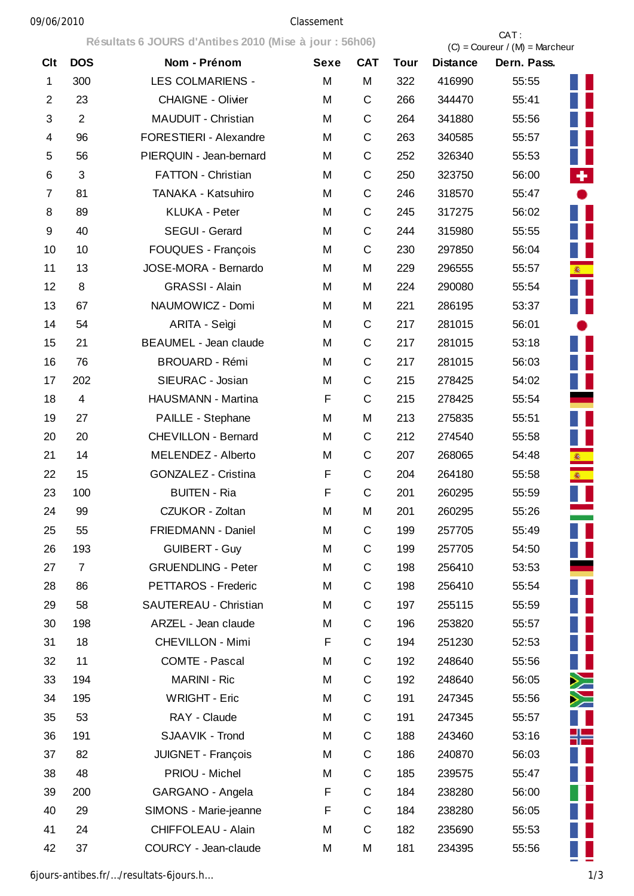Classement

**Résultats 6 JOURS d'Antibes 2010 (Mise à jour : 56h06)**

CAT : (C) = Coureur / (M) = Marcheur

| Clt | DOS | Nom - Prénom | Sexe | CAT | Tour | Distance | Dern. Pass. |
|---|---|---|---|---|---|---|---|
| 1 | 300 | LES COLMARIENS - | M | M | 322 | 416990 | 55:55 |
| 2 | 23 | CHAIGNE - Olivier | M | C | 266 | 344470 | 55:41 |
| 3 | 2 | MAUDUIT - Christian | M | C | 264 | 341880 | 55:56 |
| 4 | 96 | FORESTIERI - Alexandre | M | C | 263 | 340585 | 55:57 |
| 5 | 56 | PIERQUIN - Jean-bernard | M | C | 252 | 326340 | 55:53 |
| 6 | 3 | FATTON - Christian | M | C | 250 | 323750 | 56:00 |
| 7 | 81 | TANAKA - Katsuhiro | M | C | 246 | 318570 | 55:47 |
| 8 | 89 | KLUKA - Peter | M | C | 245 | 317275 | 56:02 |
| 9 | 40 | SEGUI - Gerard | M | C | 244 | 315980 | 55:55 |
| 10 | 10 | FOUQUES - François | M | C | 230 | 297850 | 56:04 |
| 11 | 13 | JOSE-MORA - Bernardo | M | M | 229 | 296555 | 55:57 |
| 12 | 8 | GRASSI - Alain | M | M | 224 | 290080 | 55:54 |
| 13 | 67 | NAUMOWICZ - Domi | M | M | 221 | 286195 | 53:37 |
| 14 | 54 | ARITA - Seïgi | M | C | 217 | 281015 | 56:01 |
| 15 | 21 | BEAUMEL - Jean claude | M | C | 217 | 281015 | 53:18 |
| 16 | 76 | BROUARD - Rémi | M | C | 217 | 281015 | 56:03 |
| 17 | 202 | SIEURAC - Josian | M | C | 215 | 278425 | 54:02 |
| 18 | 4 | HAUSMANN - Martina | F | C | 215 | 278425 | 55:54 |
| 19 | 27 | PAILLE - Stephane | M | M | 213 | 275835 | 55:51 |
| 20 | 20 | CHEVILLON - Bernard | M | C | 212 | 274540 | 55:58 |
| 21 | 14 | MELENDEZ - Alberto | M | C | 207 | 268065 | 54:48 |
| 22 | 15 | GONZALEZ - Cristina | F | C | 204 | 264180 | 55:58 |
| 23 | 100 | BUITEN - Ria | F | C | 201 | 260295 | 55:59 |
| 24 | 99 | CZUKOR - Zoltan | M | M | 201 | 260295 | 55:26 |
| 25 | 55 | FRIEDMANN - Daniel | M | C | 199 | 257705 | 55:49 |
| 26 | 193 | GUIBERT - Guy | M | C | 199 | 257705 | 54:50 |
| 27 | 7 | GRUENDLING - Peter | M | C | 198 | 256410 | 53:53 |
| 28 | 86 | PETTAROS - Frederic | M | C | 198 | 256410 | 55:54 |
| 29 | 58 | SAUTEREAU - Christian | M | C | 197 | 255115 | 55:59 |
| 30 | 198 | ARZEL - Jean claude | M | C | 196 | 253820 | 55:57 |
| 31 | 18 | CHEVILLON - Mimi | F | C | 194 | 251230 | 52:53 |
| 32 | 11 | COMTE - Pascal | M | C | 192 | 248640 | 55:56 |
| 33 | 194 | MARINI - Ric | M | C | 192 | 248640 | 56:05 |
| 34 | 195 | WRIGHT - Eric | M | C | 191 | 247345 | 55:56 |
| 35 | 53 | RAY - Claude | M | C | 191 | 247345 | 55:57 |
| 36 | 191 | SJAAVIK - Trond | M | C | 188 | 243460 | 53:16 |
| 37 | 82 | JUIGNET - François | M | C | 186 | 240870 | 56:03 |
| 38 | 48 | PRIOU - Michel | M | C | 185 | 239575 | 55:47 |
| 39 | 200 | GARGANO - Angela | F | C | 184 | 238280 | 56:00 |
| 40 | 29 | SIMONS - Marie-jeanne | F | C | 184 | 238280 | 56:05 |
| 41 | 24 | CHIFFOLEAU - Alain | M | C | 182 | 235690 | 55:53 |
| 42 | 37 | COURCY - Jean-claude | M | M | 181 | 234395 | 55:56 |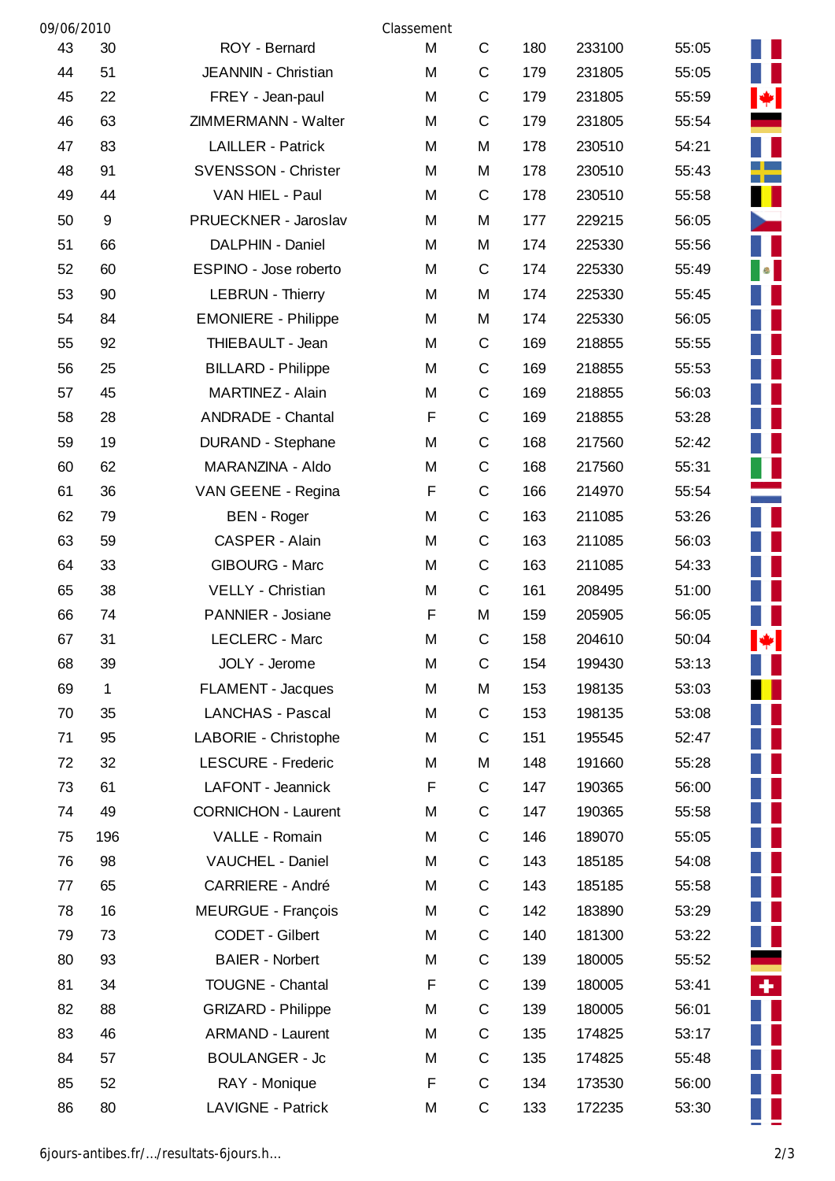09/06/2010 Classement

| | | | | | | | | |
|---|---|---|---|---|---|---|---|---|
| 43 | 30 | ROY - Bernard | M | C | 180 | 233100 | 55:05 | |
| 44 | 51 | JEANNIN - Christian | M | C | 179 | 231805 | 55:05 | |
| 45 | 22 | FREY - Jean-paul | M | C | 179 | 231805 | 55:59 | |
| 46 | 63 | ZIMMERMANN - Walter | M | C | 179 | 231805 | 55:54 | |
| 47 | 83 | LAILLER - Patrick | M | M | 178 | 230510 | 54:21 | |
| 48 | 91 | SVENSSON - Christer | M | M | 178 | 230510 | 55:43 | |
| 49 | 44 | VAN HIEL - Paul | M | C | 178 | 230510 | 55:58 | |
| 50 | 9 | PRUECKNER - Jaroslav | M | M | 177 | 229215 | 56:05 | |
| 51 | 66 | DALPHIN - Daniel | M | M | 174 | 225330 | 55:56 | |
| 52 | 60 | ESPINO - Jose roberto | M | C | 174 | 225330 | 55:49 | |
| 53 | 90 | LEBRUN - Thierry | M | M | 174 | 225330 | 55:45 | |
| 54 | 84 | EMONIERE - Philippe | M | M | 174 | 225330 | 56:05 | |
| 55 | 92 | THIEBAULT - Jean | M | C | 169 | 218855 | 55:55 | |
| 56 | 25 | BILLARD - Philippe | M | C | 169 | 218855 | 55:53 | |
| 57 | 45 | MARTINEZ - Alain | M | C | 169 | 218855 | 56:03 | |
| 58 | 28 | ANDRADE - Chantal | F | C | 169 | 218855 | 53:28 | |
| 59 | 19 | DURAND - Stephane | M | C | 168 | 217560 | 52:42 | |
| 60 | 62 | MARANZINA - Aldo | M | C | 168 | 217560 | 55:31 | |
| 61 | 36 | VAN GEENE - Regina | F | C | 166 | 214970 | 55:54 | |
| 62 | 79 | BEN - Roger | M | C | 163 | 211085 | 53:26 | |
| 63 | 59 | CASPER - Alain | M | C | 163 | 211085 | 56:03 | |
| 64 | 33 | GIBOURG - Marc | M | C | 163 | 211085 | 54:33 | |
| 65 | 38 | VELLY - Christian | M | C | 161 | 208495 | 51:00 | |
| 66 | 74 | PANNIER - Josiane | F | M | 159 | 205905 | 56:05 | |
| 67 | 31 | LECLERC - Marc | M | C | 158 | 204610 | 50:04 | |
| 68 | 39 | JOLY - Jerome | M | C | 154 | 199430 | 53:13 | |
| 69 | 1 | FLAMENT - Jacques | M | M | 153 | 198135 | 53:03 | |
| 70 | 35 | LANCHAS - Pascal | M | C | 153 | 198135 | 53:08 | |
| 71 | 95 | LABORIE - Christophe | M | C | 151 | 195545 | 52:47 | |
| 72 | 32 | LESCURE - Frederic | M | M | 148 | 191660 | 55:28 | |
| 73 | 61 | LAFONT - Jeannick | F | C | 147 | 190365 | 56:00 | |
| 74 | 49 | CORNICHON - Laurent | M | C | 147 | 190365 | 55:58 | |
| 75 | 196 | VALLE - Romain | M | C | 146 | 189070 | 55:05 | |
| 76 | 98 | VAUCHEL - Daniel | M | C | 143 | 185185 | 54:08 | |
| 77 | 65 | CARRIERE - André | M | C | 143 | 185185 | 55:58 | |
| 78 | 16 | MEURGUE - François | M | C | 142 | 183890 | 53:29 | |
| 79 | 73 | CODET - Gilbert | M | C | 140 | 181300 | 53:22 | |
| 80 | 93 | BAIER - Norbert | M | C | 139 | 180005 | 55:52 | |
| 81 | 34 | TOUGNE - Chantal | F | C | 139 | 180005 | 53:41 | |
| 82 | 88 | GRIZARD - Philippe | M | C | 139 | 180005 | 56:01 | |
| 83 | 46 | ARMAND - Laurent | M | C | 135 | 174825 | 53:17 | |
| 84 | 57 | BOULANGER - Jc | M | C | 135 | 174825 | 55:48 | |
| 85 | 52 | RAY - Monique | F | C | 134 | 173530 | 56:00 | |
| 86 | 80 | LAVIGNE - Patrick | M | C | 133 | 172235 | 53:30 | |

6jours-antibes.fr/…/resultats-6jours.h…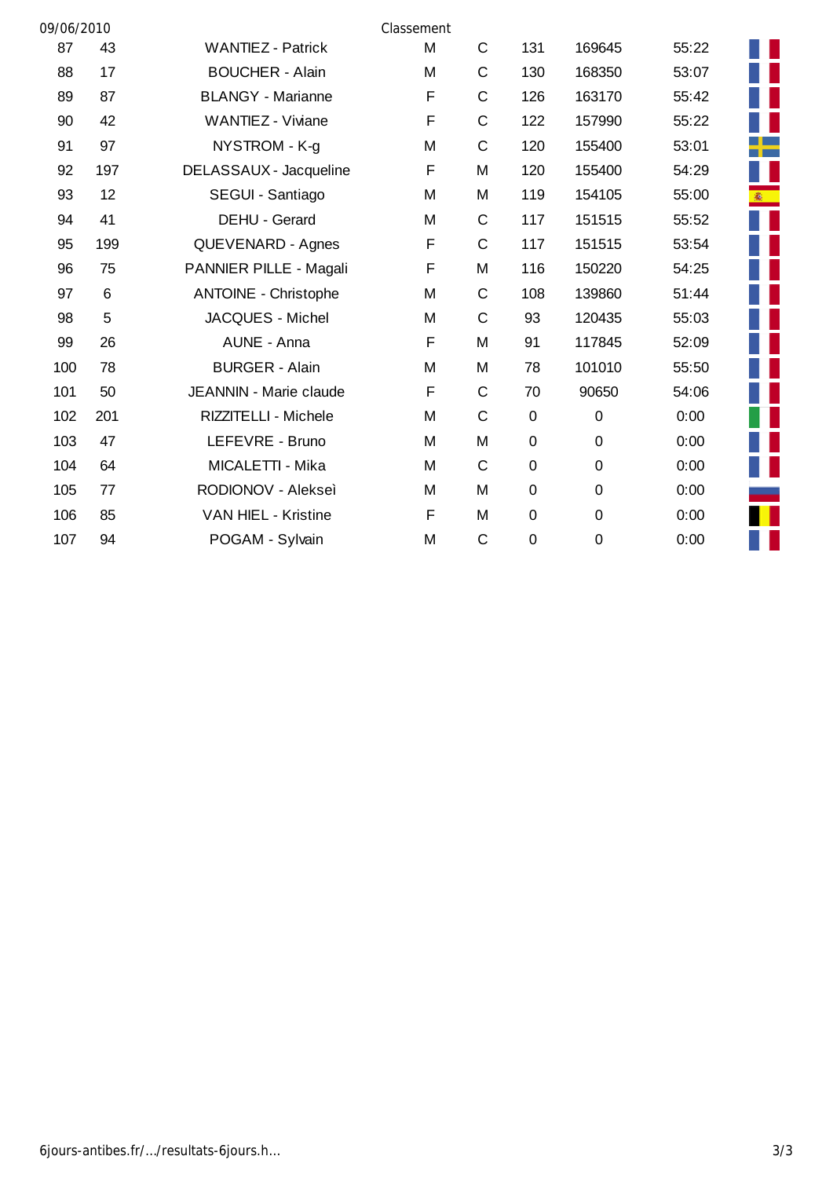| | | | | | | | | |
|---|---|---|---|---|---|---|---|---|
| 87 | 43 | WANTIEZ - Patrick | M | C | 131 | 169645 | 55:22 | |
| 88 | 17 | BOUCHER - Alain | M | C | 130 | 168350 | 53:07 | |
| 89 | 87 | BLANGY - Marianne | F | C | 126 | 163170 | 55:42 | |
| 90 | 42 | WANTIEZ - Viviane | F | C | 122 | 157990 | 55:22 | |
| 91 | 97 | NYSTROM - K-g | M | C | 120 | 155400 | 53:01 | |
| 92 | 197 | DELASSAUX - Jacqueline | F | M | 120 | 155400 | 54:29 | |
| 93 | 12 | SEGUI - Santiago | M | M | 119 | 154105 | 55:00 | |
| 94 | 41 | DEHU - Gerard | M | C | 117 | 151515 | 55:52 | |
| 95 | 199 | QUEVENARD - Agnes | F | C | 117 | 151515 | 53:54 | |
| 96 | 75 | PANNIER PILLE - Magali | F | M | 116 | 150220 | 54:25 | |
| 97 | 6 | ANTOINE - Christophe | M | C | 108 | 139860 | 51:44 | |
| 98 | 5 | JACQUES - Michel | M | C | 93 | 120435 | 55:03 | |
| 99 | 26 | AUNE - Anna | F | M | 91 | 117845 | 52:09 | |
| 100 | 78 | BURGER - Alain | M | M | 78 | 101010 | 55:50 | |
| 101 | 50 | JEANNIN - Marie claude | F | C | 70 | 90650 | 54:06 | |
| 102 | 201 | RIZZITELLI - Michele | M | C | 0 | 0 | 0:00 | |
| 103 | 47 | LEFEVRE - Bruno | M | M | 0 | 0 | 0:00 | |
| 104 | 64 | MICALETTI - Mika | M | C | 0 | 0 | 0:00 | |
| 105 | 77 | RODIONOV - Alekseì | M | M | 0 | 0 | 0:00 | |
| 106 | 85 | VAN HIEL - Kristine | F | M | 0 | 0 | 0:00 | |
| 107 | 94 | POGAM - Sylvain | M | C | 0 | 0 | 0:00 | |